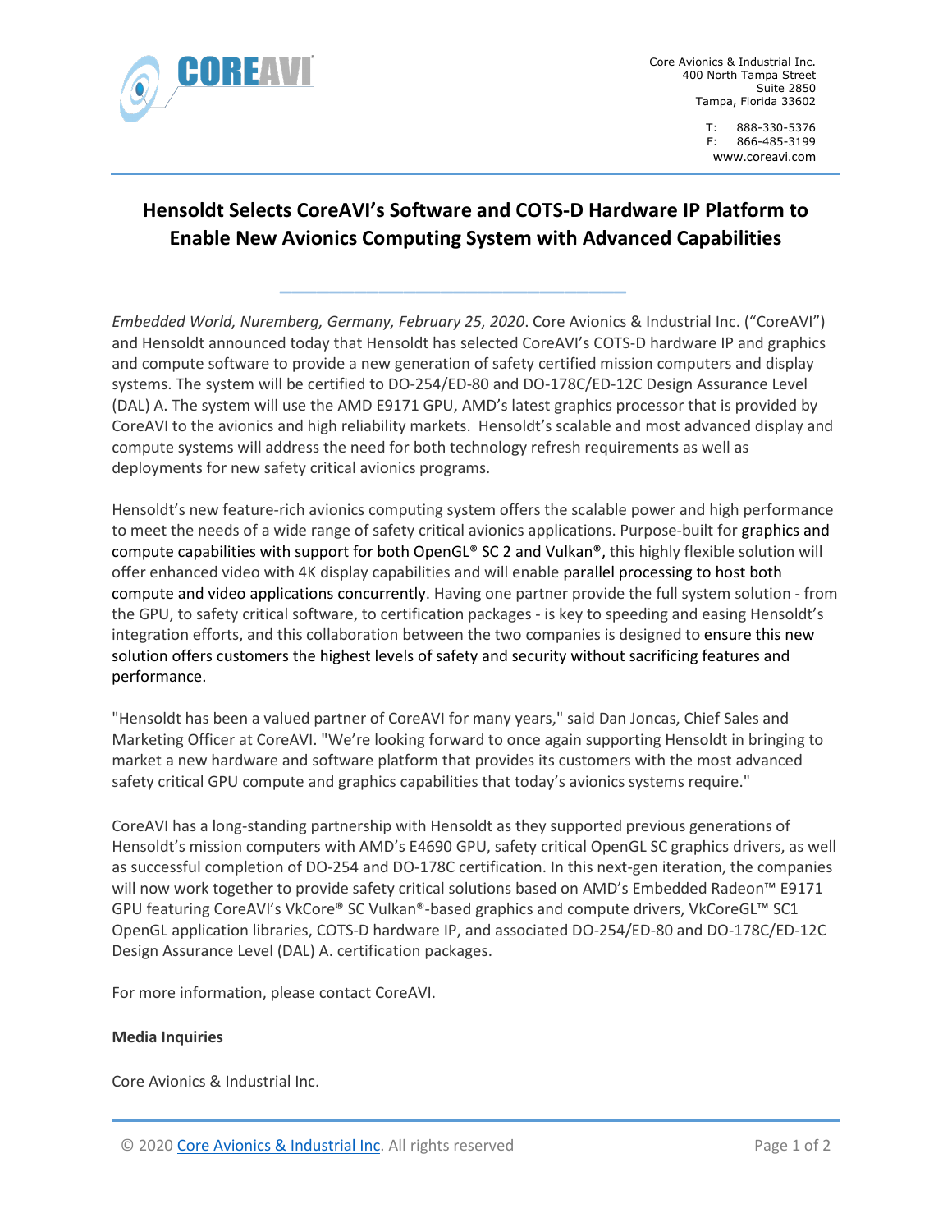Core Avionics & Industrial Inc.
400 North Tampa Street
Suite 2850
Tampa, Florida 33602

T: 888-330-5376
F: 866-485-3199
www.coreavi.com

# Hensoldt Selects CoreAVI's Software and COTS-D Hardware IP Platform to Enable New Avionics Computing System with Advanced Capabilities

*Embedded World, Nuremberg, Germany, February 25, 2020*. Core Avionics & Industrial Inc. ("CoreAVI") and Hensoldt announced today that Hensoldt has selected CoreAVI's COTS-D hardware IP and graphics and compute software to provide a new generation of safety certified mission computers and display systems. The system will be certified to DO-254/ED-80 and DO-178C/ED-12C Design Assurance Level (DAL) A. The system will use the AMD E9171 GPU, AMD's latest graphics processor that is provided by CoreAVI to the avionics and high reliability markets. Hensoldt's scalable and most advanced display and compute systems will address the need for both technology refresh requirements as well as deployments for new safety critical avionics programs.

Hensoldt's new feature-rich avionics computing system offers the scalable power and high performance to meet the needs of a wide range of safety critical avionics applications. Purpose-built for graphics and compute capabilities with support for both OpenGL® SC 2 and Vulkan®, this highly flexible solution will offer enhanced video with 4K display capabilities and will enable parallel processing to host both compute and video applications concurrently. Having one partner provide the full system solution - from the GPU, to safety critical software, to certification packages - is key to speeding and easing Hensoldt's integration efforts, and this collaboration between the two companies is designed to ensure this new solution offers customers the highest levels of safety and security without sacrificing features and performance.

"Hensoldt has been a valued partner of CoreAVI for many years," said Dan Joncas, Chief Sales and Marketing Officer at CoreAVI. "We're looking forward to once again supporting Hensoldt in bringing to market a new hardware and software platform that provides its customers with the most advanced safety critical GPU compute and graphics capabilities that today's avionics systems require."

CoreAVI has a long-standing partnership with Hensoldt as they supported previous generations of Hensoldt's mission computers with AMD's E4690 GPU, safety critical OpenGL SC graphics drivers, as well as successful completion of DO-254 and DO-178C certification. In this next-gen iteration, the companies will now work together to provide safety critical solutions based on AMD's Embedded Radeon™ E9171 GPU featuring CoreAVI's VkCore® SC Vulkan®-based graphics and compute drivers, VkCoreGL™ SC1 OpenGL application libraries, COTS-D hardware IP, and associated DO-254/ED-80 and DO-178C/ED-12C Design Assurance Level (DAL) A. certification packages.

For more information, please contact CoreAVI.

**Media Inquiries**

Core Avionics & Industrial Inc.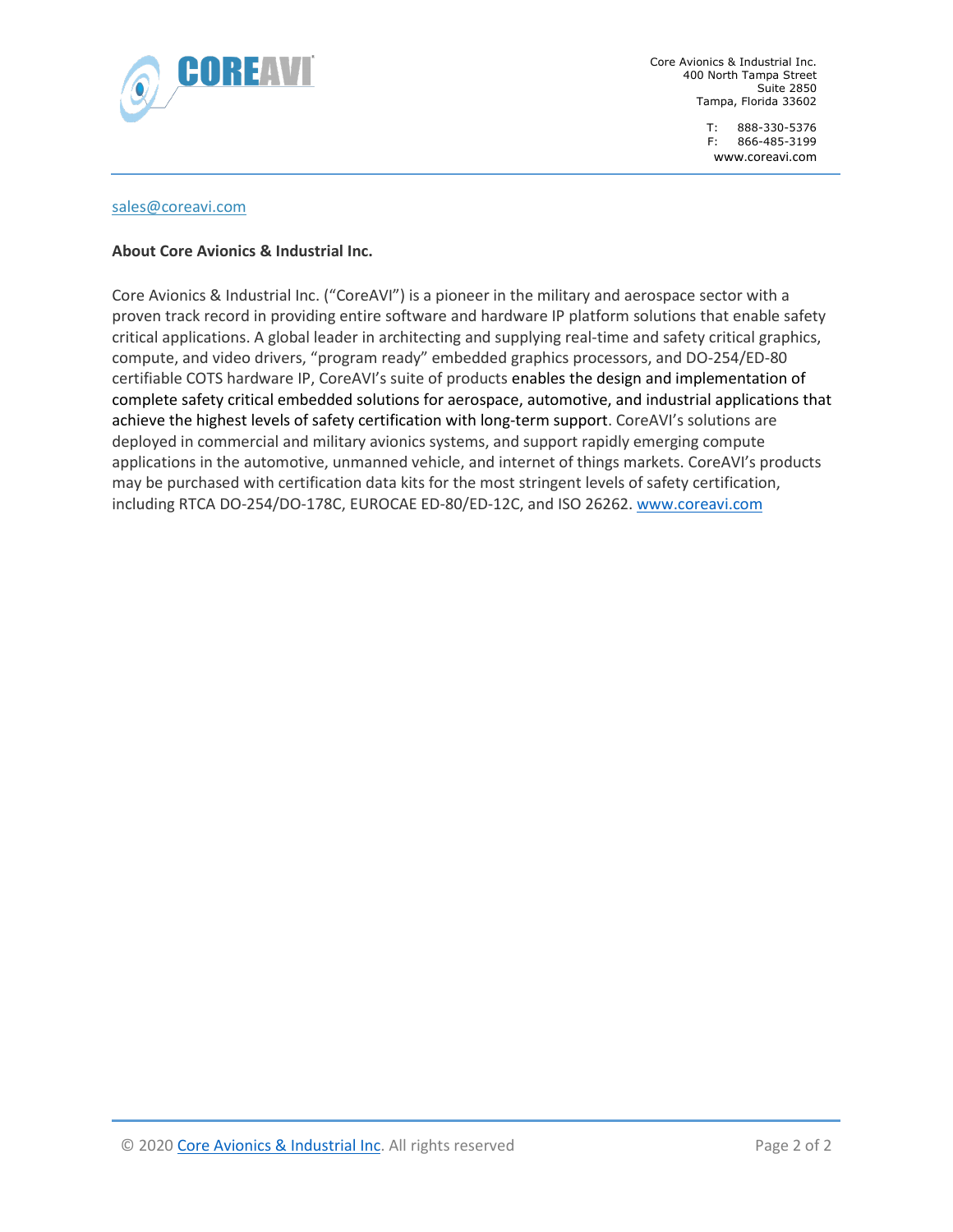Core Avionics & Industrial Inc.
400 North Tampa Street
Suite 2850
Tampa, Florida 33602

T: 888-330-5376
F: 866-485-3199
www.coreavi.com

sales@coreavi.com

**About Core Avionics & Industrial Inc.**

Core Avionics & Industrial Inc. ("CoreAVI") is a pioneer in the military and aerospace sector with a proven track record in providing entire software and hardware IP platform solutions that enable safety critical applications. A global leader in architecting and supplying real-time and safety critical graphics, compute, and video drivers, "program ready" embedded graphics processors, and DO-254/ED-80 certifiable COTS hardware IP, CoreAVI's suite of products enables the design and implementation of complete safety critical embedded solutions for aerospace, automotive, and industrial applications that achieve the highest levels of safety certification with long-term support. CoreAVI's solutions are deployed in commercial and military avionics systems, and support rapidly emerging compute applications in the automotive, unmanned vehicle, and internet of things markets. CoreAVI's products may be purchased with certification data kits for the most stringent levels of safety certification, including RTCA DO-254/DO-178C, EUROCAE ED-80/ED-12C, and ISO 26262. www.coreavi.com

© 2020 Core Avionics & Industrial Inc. All rights reserved